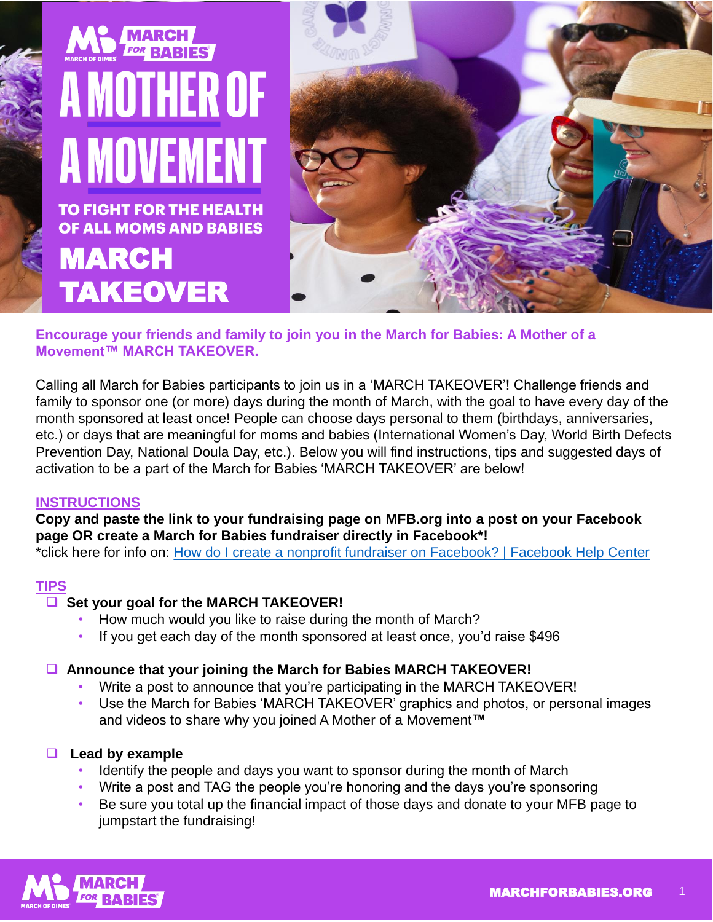# A MOTHER OF A MOVEMENT

## TO FIGHT FOR THE HEALTH OF ALL MOMS AND BABIES

# MARCH TAKEOVER

**Encourage your friends and family to join you in the March for Babies: A Mother of a Movement™ MARCH TAKEOVER.**

Calling all March for Babies participants to join us in a 'MARCH TAKEOVER'! Challenge friends and family to sponsor one (or more) days during the month of March, with the goal to have every day of the month sponsored at least once! People can choose days personal to them (birthdays, anniversaries, etc.) or days that are meaningful for moms and babies (International Women's Day, World Birth Defects Prevention Day, National Doula Day, etc.). Below you will find instructions, tips and suggested days of activation to be a part of the March for Babies 'MARCH TAKEOVER' are below!

## INSTRUCTIONS

**Copy and paste the link to your fundraising page on MFB.org into a post on your Facebook page OR create a March for Babies fundraiser directly in Facebook*!**

*click here for info on: [How do I create a nonprofit fundraiser on Facebook? | Facebook Help Center]()

## TIPS

- **Set your goal for the MARCH TAKEOVER!**
  - How much would you like to raise during the month of March?
  - If you get each day of the month sponsored at least once, you'd raise $496

- **Announce that your joining the March for Babies MARCH TAKEOVER!**
  - Write a post to announce that you're participating in the MARCH TAKEOVER!
  - Use the March for Babies 'MARCH TAKEOVER' graphics and photos, or personal images and videos to share why you joined A Mother of a Movement™

- **Lead by example**
  - Identify the people and days you want to sponsor during the month of March
  - Write a post and TAG the people you're honoring and the days you're sponsoring
  - Be sure you total up the financial impact of those days and donate to your MFB page to jumpstart the fundraising!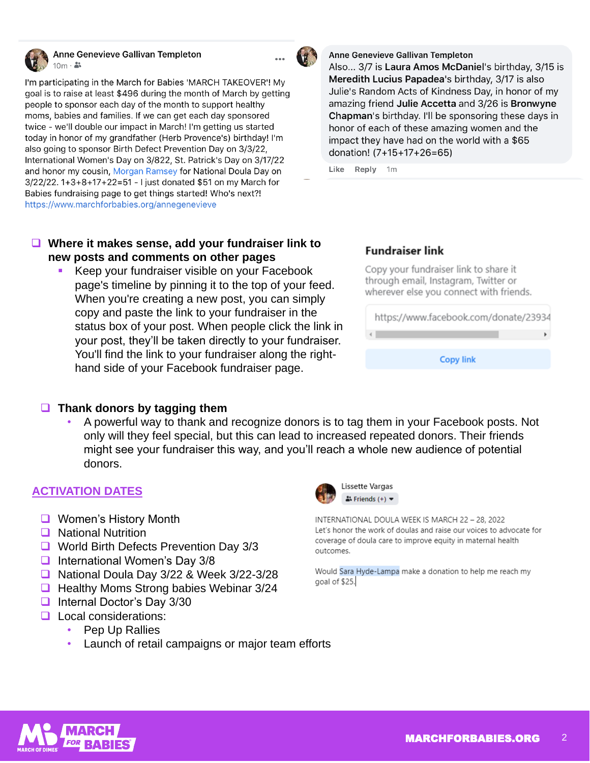Anne Genevieve Gallivan Templeton
10m ·

I'm participating in the March for Babies 'MARCH TAKEOVER'! My goal is to raise at least $496 during the month of March by getting people to sponsor each day of the month to support healthy moms, babies and families. If we can get each day sponsored twice - we'll double our impact in March! I'm getting us started today in honor of my grandfather (Herb Provence's) birthday! I'm also going to sponsor Birth Defect Prevention Day on 3/3/22, International Women's Day on 3/822, St. Patrick's Day on 3/17/22 and honor my cousin, Morgan Ramsey for National Doula Day on 3/22/22. 1+3+8+17+22=51 - I just donated $51 on my March for Babies fundraising page to get things started! Who's next?!
https://www.marchforbabies.org/annegenevieve

Anne Genevieve Gallivan Templeton
Also... 3/7 is **Laura Amos McDaniel**'s birthday, 3/15 is **Meredith Lucius Papadea**'s birthday, 3/17 is also Julie's Random Acts of Kindness Day, in honor of my amazing friend **Julie Accetta** and 3/26 is **Bronwyne Chapman**'s birthday. I'll be sponsoring these days in honor of each of these amazing women and the impact they have had on the world with a $65 donation! (7+15+17+26=65)

Like Reply 1m

- **Where it makes sense, add your fundraiser link to new posts and comments on other pages**
  - Keep your fundraiser visible on your Facebook page's timeline by pinning it to the top of your feed. When you're creating a new post, you can simply copy and paste the link to your fundraiser in the status box of your post. When people click the link in your post, they'll be taken directly to your fundraiser. You'll find the link to your fundraiser along the right-hand side of your Facebook fundraiser page.

**Fundraiser link**

Copy your fundraiser link to share it through email, Instagram, Twitter or wherever else you connect with friends.

https://www.facebook.com/donate/23934

Copy link

- **Thank donors by tagging them**
  - A powerful way to thank and recognize donors is to tag them in your Facebook posts. Not only will they feel special, but this can lead to increased repeated donors. Their friends might see your fundraiser this way, and you'll reach a whole new audience of potential donors.

Lissette Vargas
Friends (+)

INTERNATIONAL DOULA WEEK IS MARCH 22 – 28, 2022
Let's honor the work of doulas and raise our voices to advocate for coverage of doula care to improve equity in maternal health outcomes.

Would Sara Hyde-Lampa make a donation to help me reach my goal of $25.

## ACTIVATION DATES

- Women's History Month
- National Nutrition
- World Birth Defects Prevention Day 3/3
- International Women's Day 3/8
- National Doula Day 3/22 & Week 3/22-3/28
- Healthy Moms Strong babies Webinar 3/24
- Internal Doctor's Day 3/30
- Local considerations:
  - Pep Up Rallies
  - Launch of retail campaigns or major team efforts

MARCH OF DIMES MARCH FOR BABIES

MARCHFORBABIES.ORG